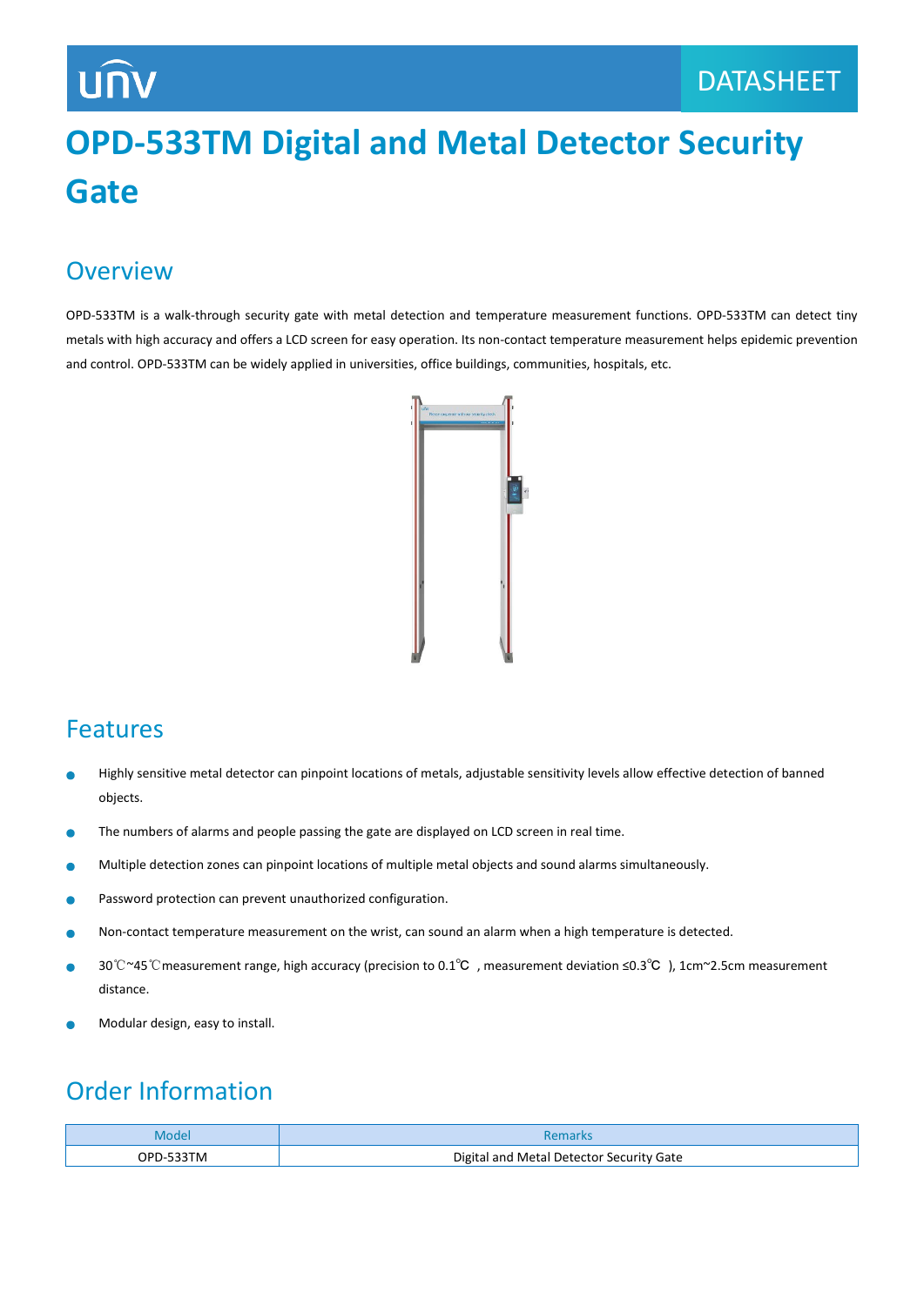unv

DATASHEET

# OPD-533TM Digital and Metal Detector Security Gate

## Overview

OPD-533TM is a walk-through security gate with metal detection and temperature measurement functions. OPD-533TM can detect tiny metals with high accuracy and offers a LCD screen for easy operation. Its non-contact temperature measurement helps epidemic prevention and control. OPD-533TM can be widely applied in universities, office buildings, communities, hospitals, etc.

## Features

- Highly sensitive metal detector can pinpoint locations of metals, adjustable sensitivity levels allow effective detection of banned objects.
- The numbers of alarms and people passing the gate are displayed on LCD screen in real time.
- Multiple detection zones can pinpoint locations of multiple metal objects and sound alarms simultaneously.
- Password protection can prevent unauthorized configuration.
- Non-contact temperature measurement on the wrist, can sound an alarm when a high temperature is detected.
- 30℃~45℃measurement range, high accuracy (precision to 0.1℃ , measurement deviation ≤0.3℃ ), 1cm~2.5cm measurement distance.
- Modular design, easy to install.

## Order Information

| Model | Remarks |
|---|---|
| OPD-533TM | Digital and Metal Detector Security Gate |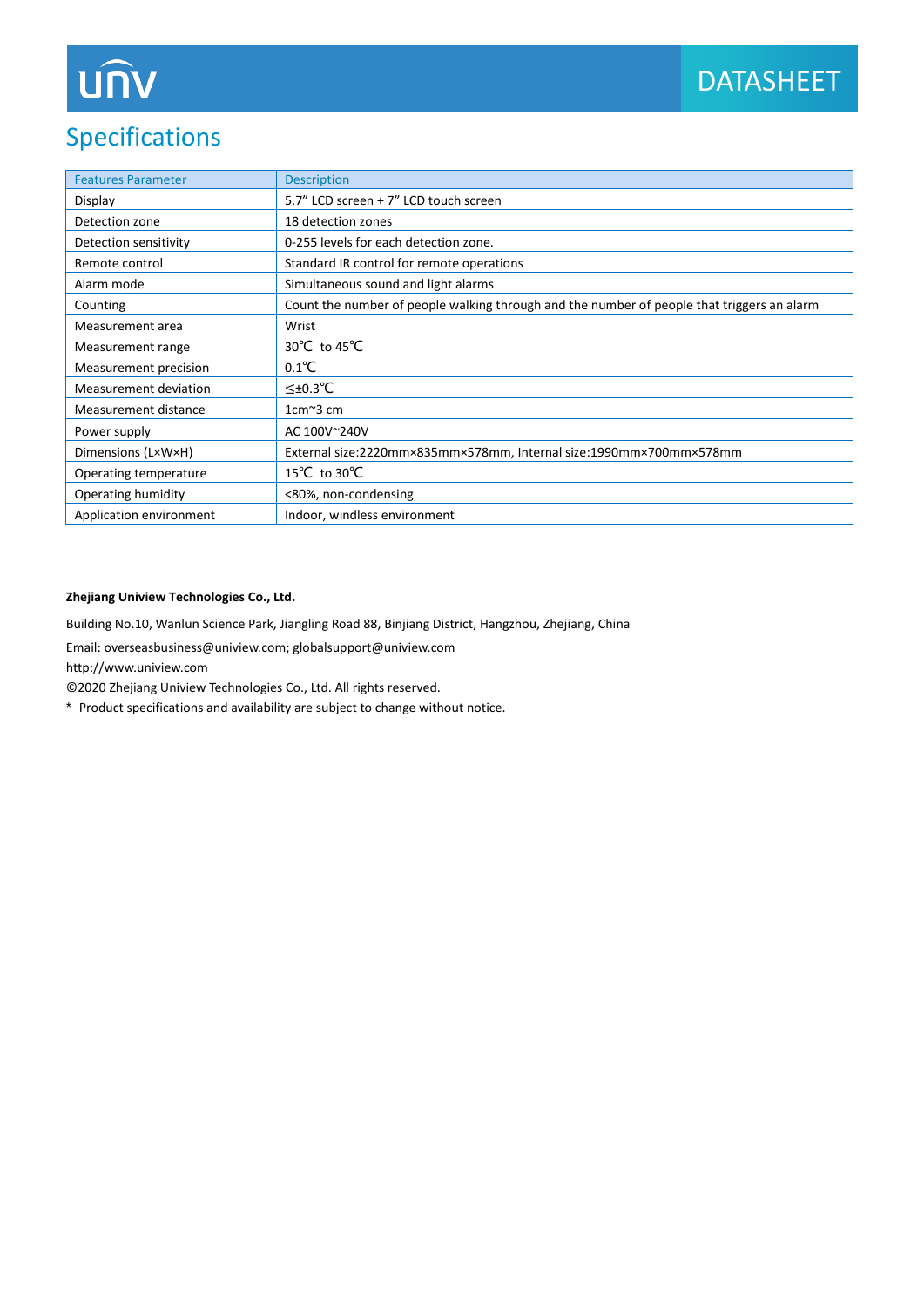# Specifications

| Features Parameter | Description |
|---|---|
| Display | 5.7" LCD screen + 7" LCD touch screen |
| Detection zone | 18 detection zones |
| Detection sensitivity | 0-255 levels for each detection zone. |
| Remote control | Standard IR control for remote operations |
| Alarm mode | Simultaneous sound and light alarms |
| Counting | Count the number of people walking through and the number of people that triggers an alarm |
| Measurement area | Wrist |
| Measurement range | 30℃ to 45℃ |
| Measurement precision | 0.1℃ |
| Measurement deviation | ≤±0.3℃ |
| Measurement distance | 1cm~3 cm |
| Power supply | AC 100V~240V |
| Dimensions (L×W×H) | External size:2220mm×835mm×578mm, Internal size:1990mm×700mm×578mm |
| Operating temperature | 15℃ to 30℃ |
| Operating humidity | <80%, non-condensing |
| Application environment | Indoor, windless environment |

**Zhejiang Uniview Technologies Co., Ltd.**

Building No.10, Wanlun Science Park, Jiangling Road 88, Binjiang District, Hangzhou, Zhejiang, China

Email: overseasbusiness@uniview.com; globalsupport@uniview.com

http://www.uniview.com

©2020 Zhejiang Uniview Technologies Co., Ltd. All rights reserved.

* Product specifications and availability are subject to change without notice.